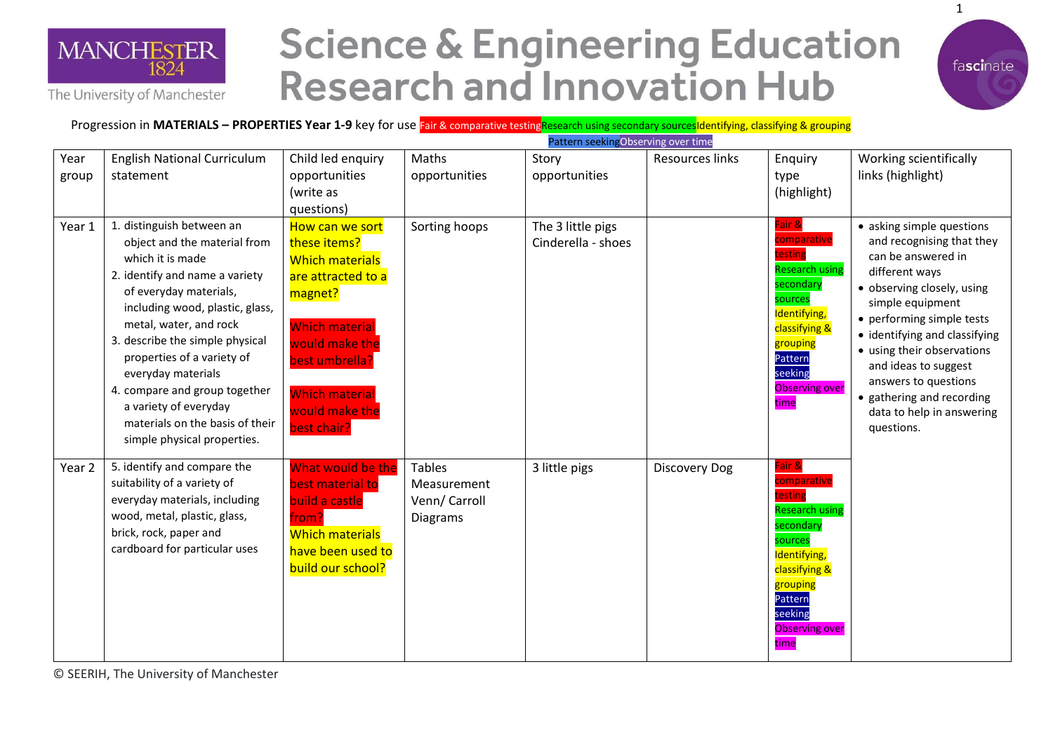# Science & Engineering Education Research and Innovation Hub

MANCHESTER 1824 The University of Manchester

fascinate

Progression in **MATERIALS – PROPERTIES Year 1-9** key for use Fair & comparative testing Research using secondary sources Identifying, classifying & grouping Pattern seeking Observing over time

| Year group | English National Curriculum statement | Child led enquiry opportunities (write as questions) | Maths opportunities | Story opportunities | Resources links | Enquiry type (highlight) | Working scientifically links (highlight) |
|---|---|---|---|---|---|---|---|
| Year 1 | 1. distinguish between an object and the material from which it is made<br>2. identify and name a variety of everyday materials, including wood, plastic, glass, metal, water, and rock<br>3. describe the simple physical properties of a variety of everyday materials<br>4. compare and group together a variety of everyday materials on the basis of their simple physical properties. | How can we sort these items?<br>Which materials are attracted to a magnet?<br><br>Which material would make the best umbrella?<br><br>Which material would make the best chair? | Sorting hoops | The 3 little pigs<br>Cinderella - shoes | | Fair & comparative testing<br>Research using secondary sources<br>Identifying, classifying & grouping<br>Pattern seeking<br>Observing over time | • asking simple questions and recognising that they can be answered in different ways<br>• observing closely, using simple equipment<br>• performing simple tests<br>• identifying and classifying<br>• using their observations and ideas to suggest answers to questions<br>• gathering and recording data to help in answering questions. |
| Year 2 | 5. identify and compare the suitability of a variety of everyday materials, including wood, metal, plastic, glass, brick, rock, paper and cardboard for particular uses | What would be the best material to build a castle from?<br>Which materials have been used to build our school? | Tables<br>Measurement<br>Venn/ Carroll Diagrams | 3 little pigs | Discovery Dog | Fair & comparative testing<br>Research using secondary sources<br>Identifying, classifying & grouping<br>Pattern seeking<br>Observing over time | |

© SEERIH, The University of Manchester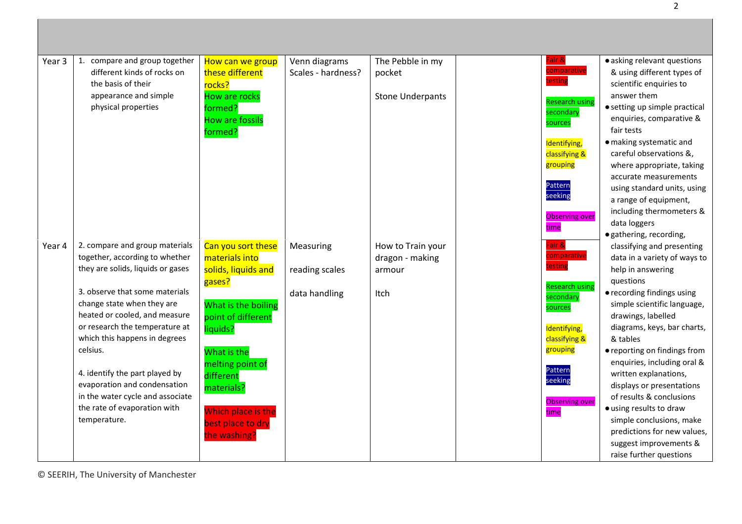| | | | | | | | |
|---|---|---|---|---|---|---|---|
| Year 3 | 1. compare and group together different kinds of rocks on the basis of their appearance and simple physical properties | How can we group these different rocks?<br>How are rocks formed?<br>How are fossils formed? | Venn diagrams<br>Scales - hardness? | The Pebble in my pocket<br><br>Stone Underpants | | Fair & comparative testing<br><br>Research using secondary sources<br><br>Identifying, classifying & grouping<br><br>Pattern seeking<br><br>Observing over time | • asking relevant questions & using different types of scientific enquiries to answer them<br>• setting up simple practical enquiries, comparative & fair tests<br>• making systematic and careful observations &, where appropriate, taking accurate measurements using standard units, using a range of equipment, including thermometers & data loggers<br>• gathering, recording, classifying and presenting data in a variety of ways to help in answering questions<br>• recording findings using simple scientific language, drawings, labelled diagrams, keys, bar charts, & tables<br>• reporting on findings from enquiries, including oral & written explanations, displays or presentations of results & conclusions<br>• using results to draw simple conclusions, make predictions for new values, suggest improvements & raise further questions |
| Year 4 | 2. compare and group materials together, according to whether they are solids, liquids or gases<br><br>3. observe that some materials change state when they are heated or cooled, and measure or research the temperature at which this happens in degrees celsius.<br><br>4. identify the part played by evaporation and condensation in the water cycle and associate the rate of evaporation with temperature. | Can you sort these materials into solids, liquids and gases?<br><br>What is the boiling point of different liquids?<br><br>What is the melting point of different materials?<br><br>Which place is the best place to dry the washing? | Measuring<br><br>reading scales<br><br>data handling | How to Train your dragon - making armour<br><br>Itch | | Fair & comparative testing<br><br>Research using secondary sources<br><br>Identifying, classifying & grouping<br><br>Pattern seeking<br><br>Observing over time | |

© SEERIH, The University of Manchester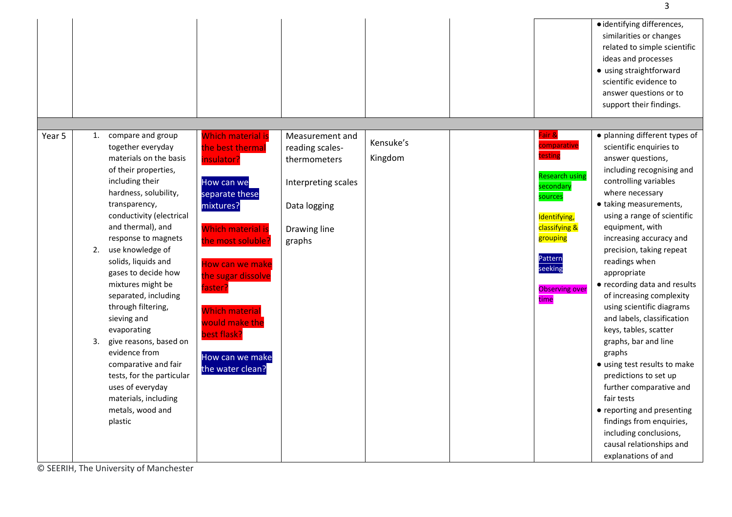| | | | | | | | |
|---|---|---|---|---|---|---|---|
| | | | | | | | • identifying differences, similarities or changes related to simple scientific ideas and processes<br>• using straightforward scientific evidence to answer questions or to support their findings. |
| | | | | | | | |
| Year 5 | 1. compare and group together everyday materials on the basis of their properties, including their hardness, solubility, transparency, conductivity (electrical and thermal), and response to magnets<br>2. use knowledge of solids, liquids and gases to decide how mixtures might be separated, including through filtering, sieving and evaporating<br>3. give reasons, based on evidence from comparative and fair tests, for the particular uses of everyday materials, including metals, wood and plastic | Which material is the best thermal insulator?<br><br>How can we separate these mixtures?<br><br>Which material is the most soluble?<br><br>How can we make the sugar dissolve faster?<br><br>Which material would make the best flask?<br><br>How can we make the water clean? | Measurement and reading scales-thermometers<br><br>Interpreting scales<br><br>Data logging<br><br>Drawing line graphs | Kensuke's Kingdom | | Fair & comparative testing<br><br>Research using secondary sources<br><br>Identifying, classifying & grouping<br><br>Pattern seeking<br><br>Observing over time | • planning different types of scientific enquiries to answer questions, including recognising and controlling variables where necessary<br>• taking measurements, using a range of scientific equipment, with increasing accuracy and precision, taking repeat readings when appropriate<br>• recording data and results of increasing complexity using scientific diagrams and labels, classification keys, tables, scatter graphs, bar and line graphs<br>• using test results to make predictions to set up further comparative and fair tests<br>• reporting and presenting findings from enquiries, including conclusions, causal relationships and explanations of and |

© SEERIH, The University of Manchester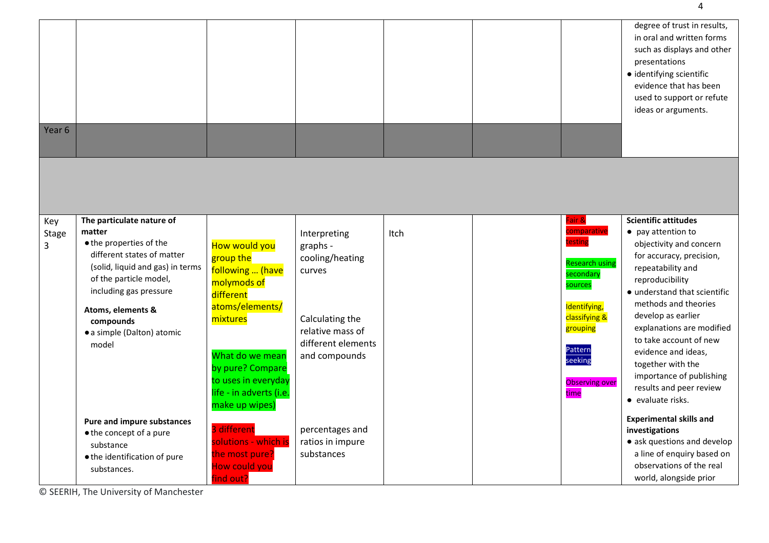| | | | | | | | degree of trust in results, in oral and written forms such as displays and other presentations<br>● identifying scientific evidence that has been used to support or refute ideas or arguments. |
|---|---|---|---|---|---|---|---|
| Year 6 | | | | | | | |
| | | | | | | | |
| Key Stage 3 | **The particulate nature of matter**<br>● the properties of the different states of matter (solid, liquid and gas) in terms of the particle model, including gas pressure<br><br>**Atoms, elements & compounds**<br>● a simple (Dalton) atomic model<br><br>**Pure and impure substances**<br>● the concept of a pure substance<br>● the identification of pure substances. | How would you group the following … (have molymods of different atoms/elements/ mixtures<br><br>What do we mean by pure? Compare to uses in everyday life - in adverts (i.e. make up wipes)<br><br>3 different solutions - which is the most pure? How could you find out? | Interpreting graphs - cooling/heating curves<br><br>Calculating the relative mass of different elements and compounds<br><br>percentages and ratios in impure substances | Itch | | Fair & comparative testing<br><br>Research using secondary sources<br><br>Identifying, classifying & grouping<br><br>Pattern seeking<br><br>Observing over time | **Scientific attitudes**<br>● pay attention to objectivity and concern for accuracy, precision, repeatability and reproducibility<br>● understand that scientific methods and theories develop as earlier explanations are modified to take account of new evidence and ideas, together with the importance of publishing results and peer review<br>● evaluate risks.<br><br>**Experimental skills and investigations**<br>● ask questions and develop a line of enquiry based on observations of the real world, alongside prior |

© SEERIH, The University of Manchester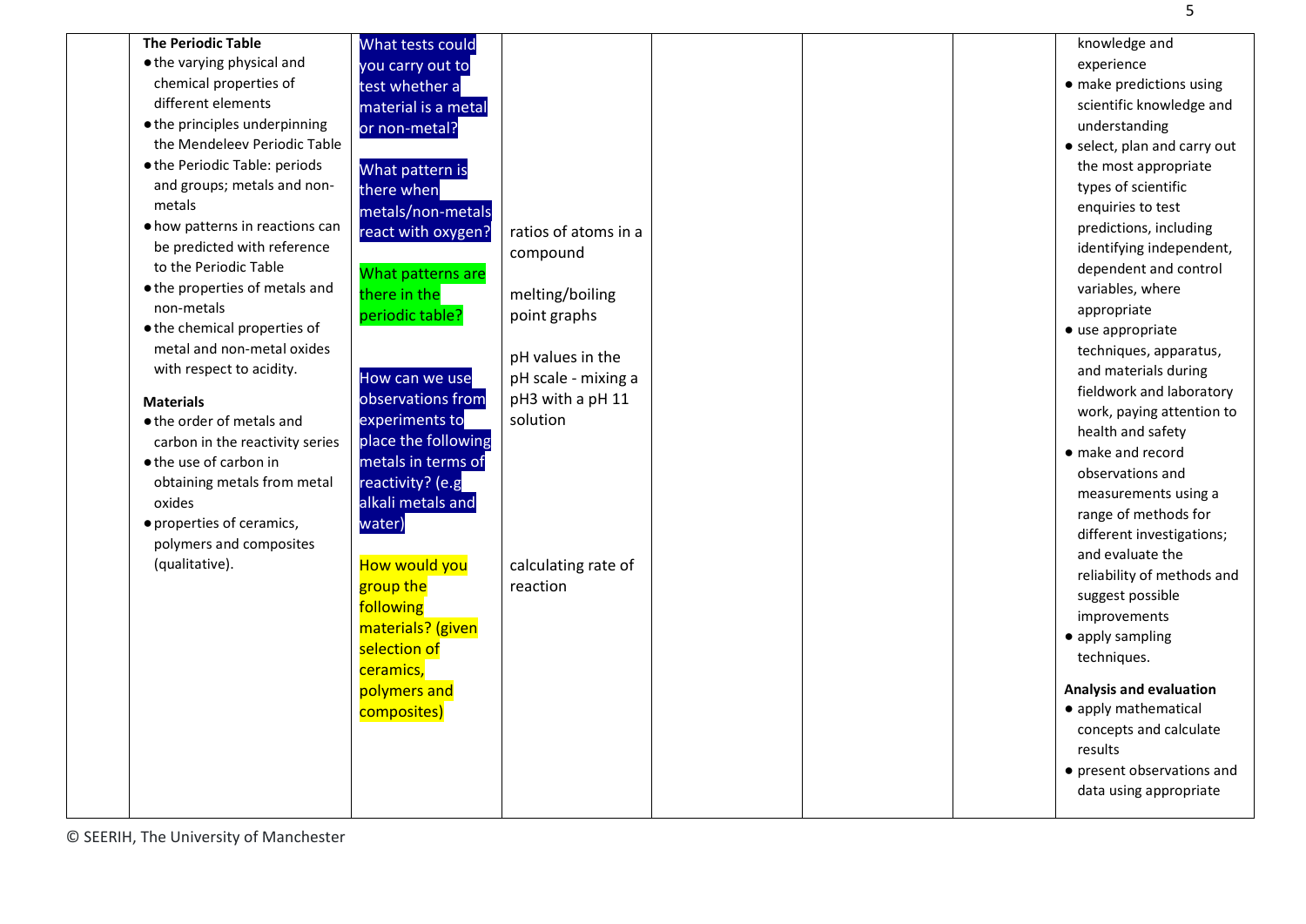|  | **The Periodic Table**<br>• the varying physical and chemical properties of different elements<br>• the principles underpinning the Mendeleev Periodic Table<br>• the Periodic Table: periods and groups; metals and non-metals<br>• how patterns in reactions can be predicted with reference to the Periodic Table<br>• the properties of metals and non-metals<br>• the chemical properties of metal and non-metal oxides with respect to acidity.<br><br>**Materials**<br>• the order of metals and carbon in the reactivity series<br>• the use of carbon in obtaining metals from metal oxides<br>• properties of ceramics, polymers and composites (qualitative). | What tests could you carry out to test whether a material is a metal or non-metal?<br><br>What pattern is there when metals/non-metals react with oxygen?<br><br>What patterns are there in the periodic table?<br><br>How can we use observations from experiments to place the following metals in terms of reactivity? (e.g alkali metals and water)<br><br>How would you group the following materials? (given selection of ceramics, polymers and composites) | ratios of atoms in a compound<br><br>melting/boiling point graphs<br><br>pH values in the pH scale - mixing a pH3 with a pH 11 solution<br><br>calculating rate of reaction |  |  |  | knowledge and experience<br>• make predictions using scientific knowledge and understanding<br>• select, plan and carry out the most appropriate types of scientific enquiries to test predictions, including identifying independent, dependent and control variables, where appropriate<br>• use appropriate techniques, apparatus, and materials during fieldwork and laboratory work, paying attention to health and safety<br>• make and record observations and measurements using a range of methods for different investigations; and evaluate the reliability of methods and suggest possible improvements<br>• apply sampling techniques.<br><br>**Analysis and evaluation**<br>• apply mathematical concepts and calculate results<br>• present observations and data using appropriate |
|---|---|---|---|---|---|---|---|

© SEERIH, The University of Manchester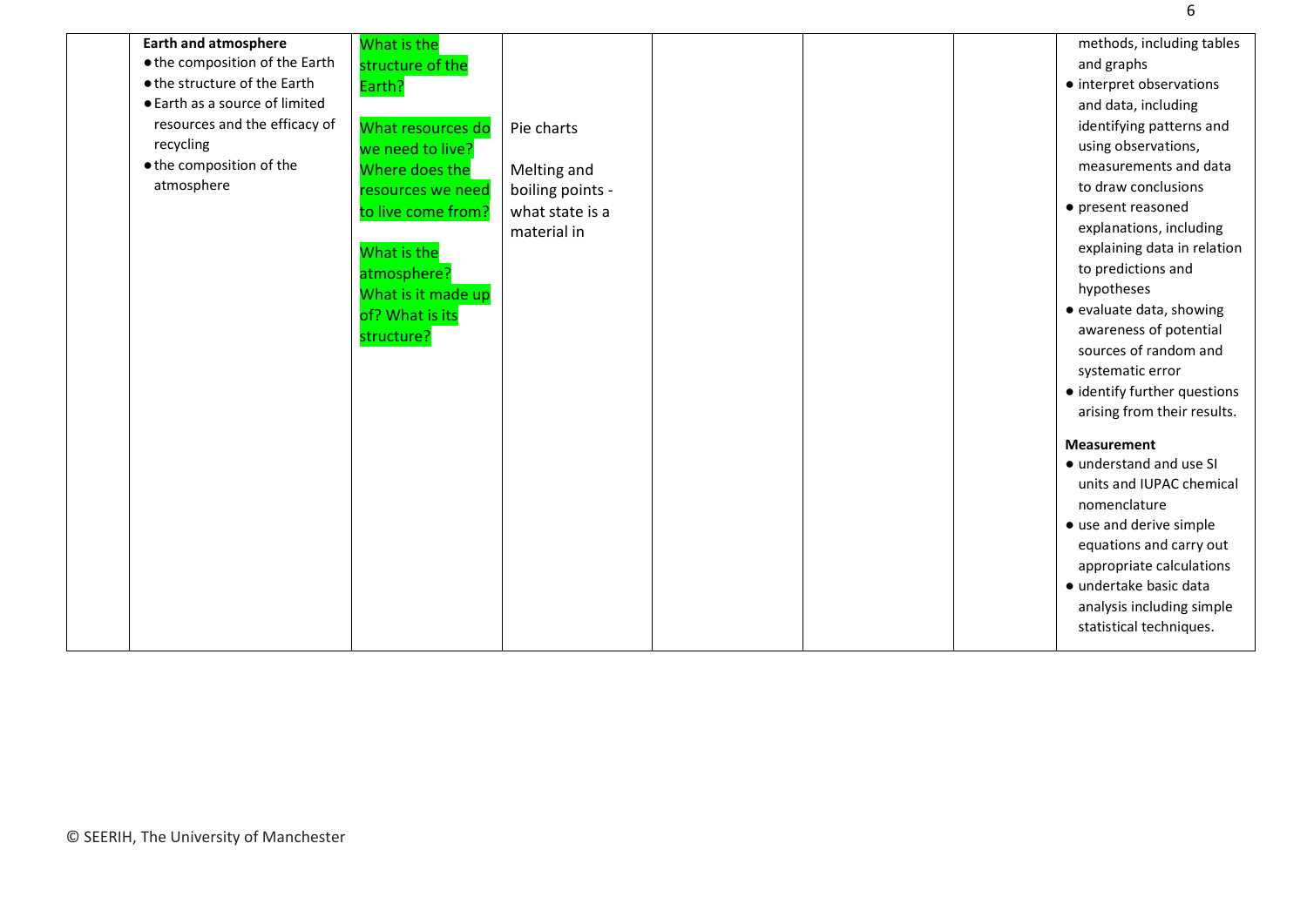| | | | | | | | |
|---|---|---|---|---|---|---|---|
| | **Earth and atmosphere**<br>• the composition of the Earth<br>• the structure of the Earth<br>• Earth as a source of limited resources and the efficacy of recycling<br>• the composition of the atmosphere | What is the structure of the Earth?<br><br>What resources do we need to live? Where does the resources we need to live come from?<br><br>What is the atmosphere? What is it made up of? What is its structure? | Pie charts<br><br>Melting and boiling points - what state is a material in | | | | methods, including tables and graphs<br>• interpret observations and data, including identifying patterns and using observations, measurements and data to draw conclusions<br>• present reasoned explanations, including explaining data in relation to predictions and hypotheses<br>• evaluate data, showing awareness of potential sources of random and systematic error<br>• identify further questions arising from their results.<br><br>**Measurement**<br>• understand and use SI units and IUPAC chemical nomenclature<br>• use and derive simple equations and carry out appropriate calculations<br>• undertake basic data analysis including simple statistical techniques. |

© SEERIH, The University of Manchester